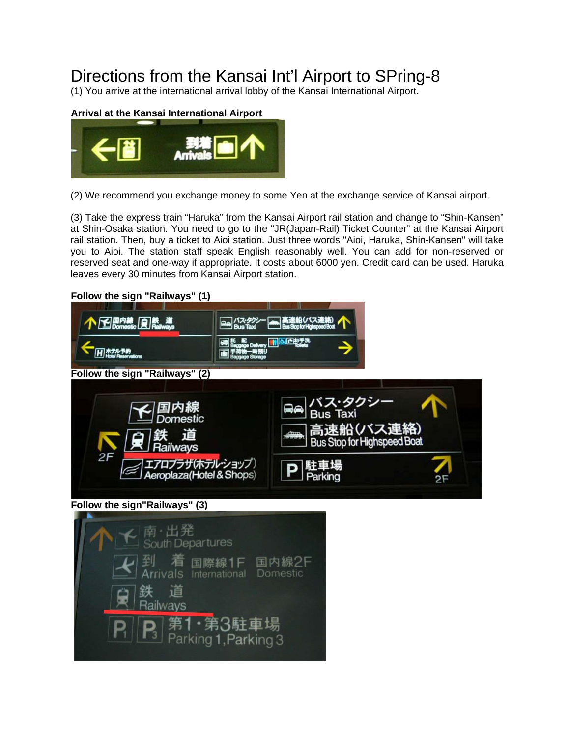# Directions from the Kansai Int'l Airport to SPring-8

(1) You arrive at the international arrival lobby of the Kansai International Airport.

**Arrival at the Kansai International Airport**

(2) We recommend you exchange money to some Yen at the exchange service of Kansai airport.

(3) Take the express train "Haruka" from the Kansai Airport rail station and change to "Shin-Kansen" at Shin-Osaka station. You need to go to the "JR(Japan-Rail) Ticket Counter" at the Kansai Airport rail station. Then, buy a ticket to Aioi station. Just three words "Aioi, Haruka, Shin-Kansen" will take you to Aioi. The station staff speak English reasonably well. You can add for non-reserved or reserved seat and one-way if appropriate. It costs about 6000 yen. Credit card can be used. Haruka leaves every 30 minutes from Kansai Airport station.

**Follow the sign "Railways" (1)**

**Follow the sign "Railways" (2)**

**Follow the sign"Railways" (3)**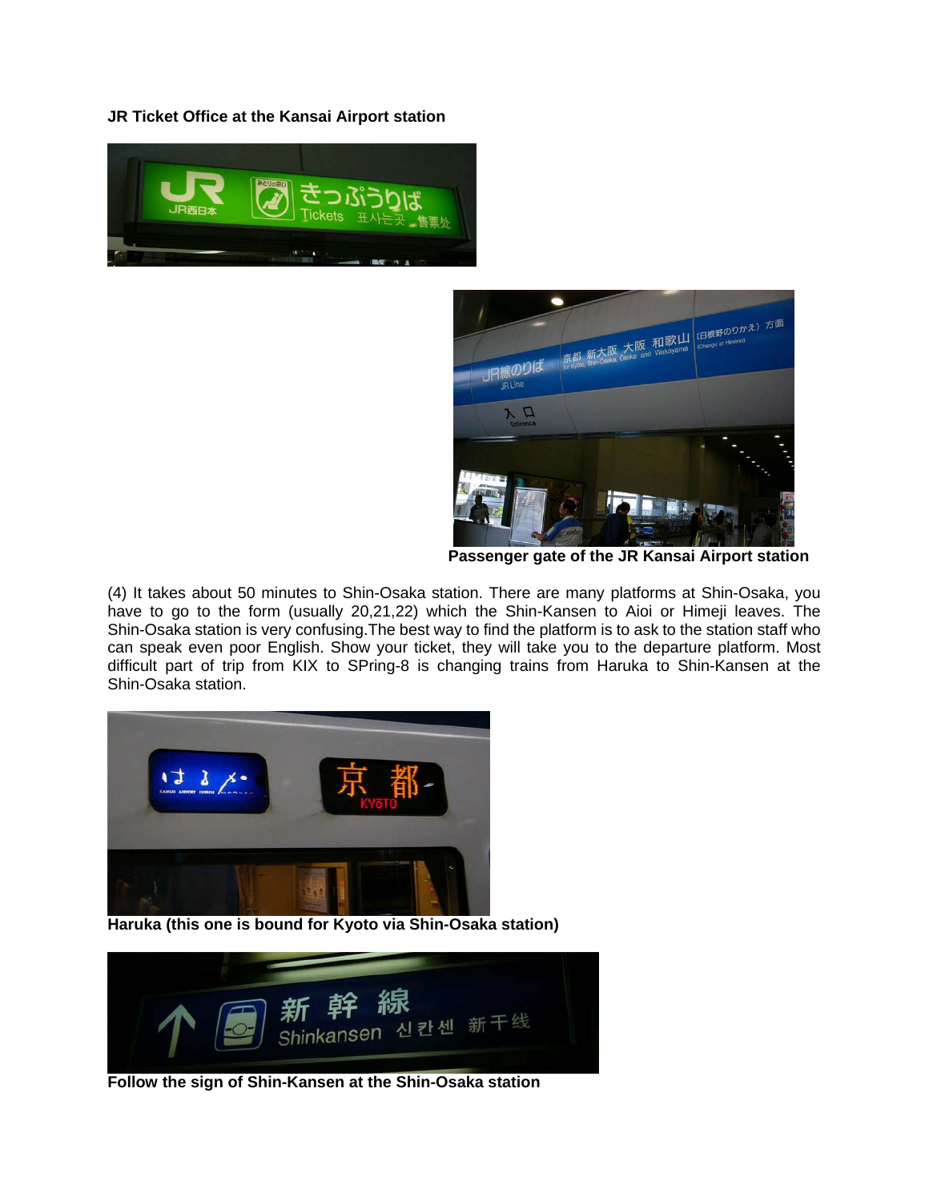**JR Ticket Office at the Kansai Airport station**

**Passenger gate of the JR Kansai Airport station**

(4) It takes about 50 minutes to Shin-Osaka station. There are many platforms at Shin-Osaka, you have to go to the form (usually 20,21,22) which the Shin-Kansen to Aioi or Himeji leaves. The Shin-Osaka station is very confusing.The best way to find the platform is to ask to the station staff who can speak even poor English. Show your ticket, they will take you to the departure platform. Most difficult part of trip from KIX to SPring-8 is changing trains from Haruka to Shin-Kansen at the Shin-Osaka station.

**Haruka (this one is bound for Kyoto via Shin-Osaka station)**

**Follow the sign of Shin-Kansen at the Shin-Osaka station**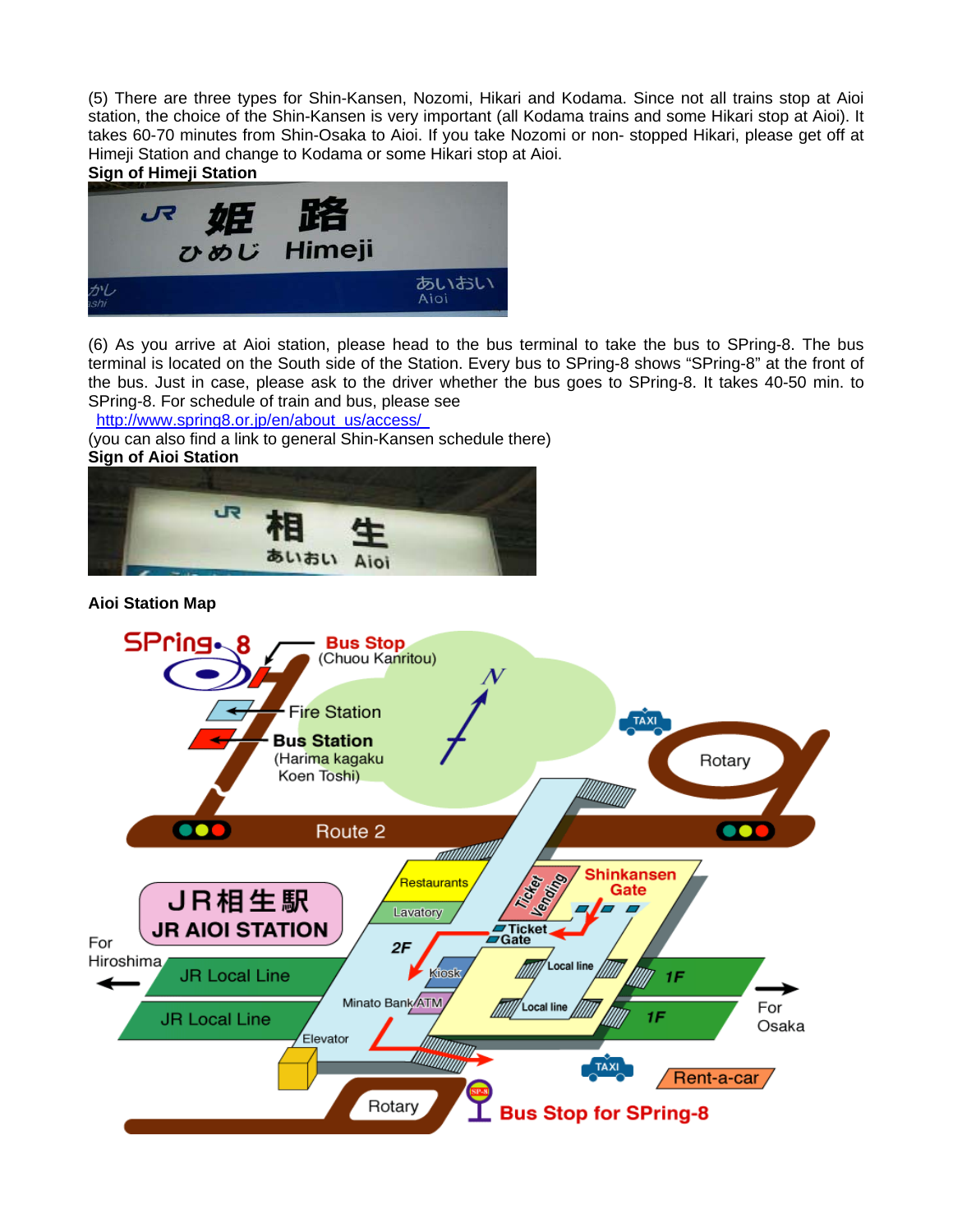(5) There are three types for Shin-Kansen, Nozomi, Hikari and Kodama. Since not all trains stop at Aioi station, the choice of the Shin-Kansen is very important (all Kodama trains and some Hikari stop at Aioi). It takes 60-70 minutes from Shin-Osaka to Aioi. If you take Nozomi or non- stopped Hikari, please get off at Himeji Station and change to Kodama or some Hikari stop at Aioi.

**Sign of Himeji Station**

(6) As you arrive at Aioi station, please head to the bus terminal to take the bus to SPring-8. The bus terminal is located on the South side of the Station. Every bus to SPring-8 shows "SPring-8" at the front of the bus. Just in case, please ask to the driver whether the bus goes to SPring-8. It takes 40-50 min. to SPring-8. For schedule of train and bus, please see

http://www.spring8.or.jp/en/about_us/access/

(you can also find a link to general Shin-Kansen schedule there)

**Sign of Aioi Station**

**Aioi Station Map**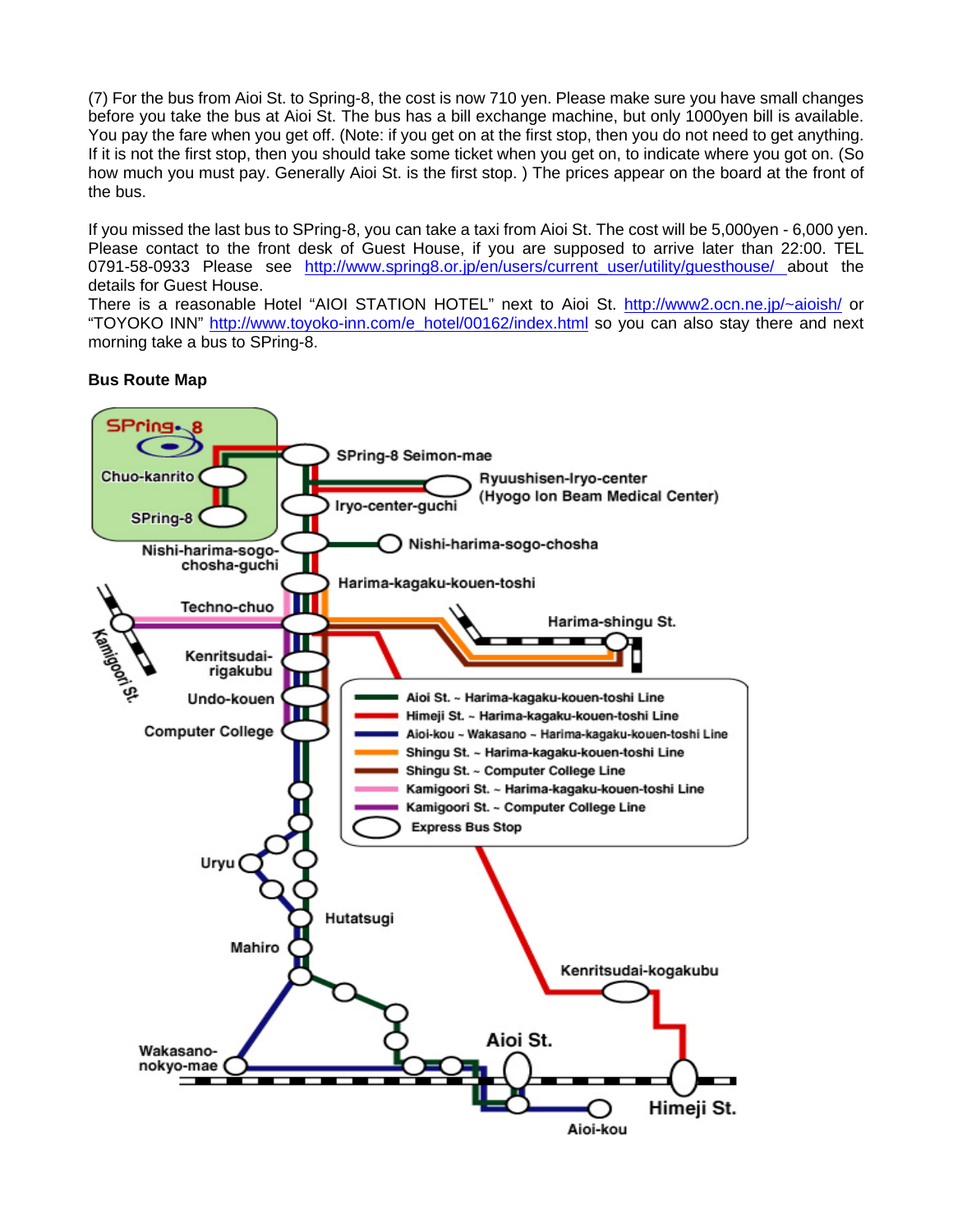(7) For the bus from Aioi St. to Spring-8, the cost is now 710 yen. Please make sure you have small changes before you take the bus at Aioi St. The bus has a bill exchange machine, but only 1000yen bill is available. You pay the fare when you get off. (Note: if you get on at the first stop, then you do not need to get anything. If it is not the first stop, then you should take some ticket when you get on, to indicate where you got on. (So how much you must pay. Generally Aioi St. is the first stop. ) The prices appear on the board at the front of the bus.

If you missed the last bus to SPring-8, you can take a taxi from Aioi St. The cost will be 5,000yen - 6,000 yen. Please contact to the front desk of Guest House, if you are supposed to arrive later than 22:00. TEL 0791-58-0933 Please see http://www.spring8.or.jp/en/users/current_user/utility/guesthouse/ about the details for Guest House.

There is a reasonable Hotel "AIOI STATION HOTEL" next to Aioi St. http://www2.ocn.ne.jp/~aioish/ or "TOYOKO INN" http://www.toyoko-inn.com/e_hotel/00162/index.html so you can also stay there and next morning take a bus to SPring-8.

**Bus Route Map**

SPring-8

Chuo-kanrito

SPring-8

SPring-8 Seimon-mae

Ryuushisen-Iryo-center (Hyogo Ion Beam Medical Center)

Iryo-center-guchi

Nishi-harima-sogo-chosha-guchi

Nishi-harima-sogo-chosha

Harima-kagaku-kouen-toshi

Techno-chuo

Harima-shingu St.

Kamigoori St.

Kenritsudai-rigakubu

Undo-kouen

Computer College

Aioi St. ~ Harima-kagaku-kouen-toshi Line

Himeji St. ~ Harima-kagaku-kouen-toshi Line

Aioi-kou ~ Wakasano ~ Harima-kagaku-kouen-toshi Line

Shingu St. ~ Harima-kagaku-kouen-toshi Line

Shingu St. ~ Computer College Line

Kamigoori St. ~ Harima-kagaku-kouen-toshi Line

Kamigoori St. ~ Computer College Line

Express Bus Stop

Uryu

Hutatsugi

Mahiro

Kenritsudai-kogakubu

Wakasano-nokyo-mae

Aioi St.

Himeji St.

Aioi-kou